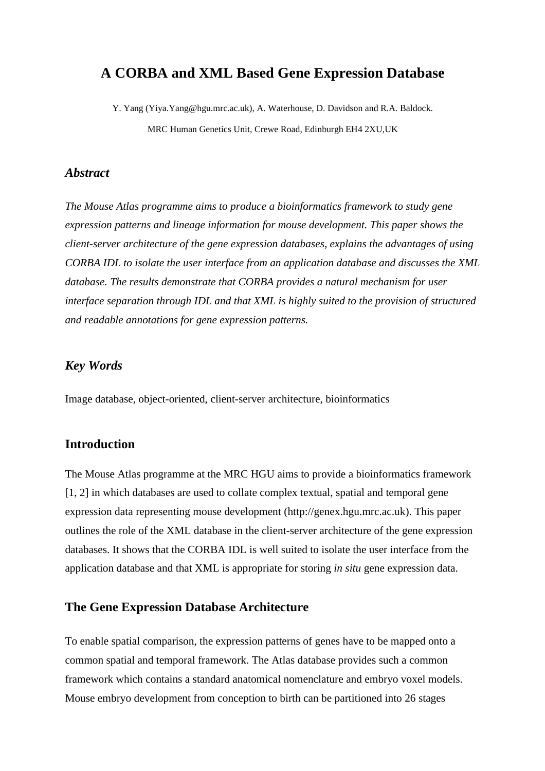# A CORBA and XML Based Gene Expression Database

Y. Yang (Yiya.Yang@hgu.mrc.ac.uk), A. Waterhouse, D. Davidson and R.A. Baldock.

MRC Human Genetics Unit, Crewe Road, Edinburgh EH4 2XU,UK

### *Abstract*

*The Mouse Atlas programme aims to produce a bioinformatics framework to study gene expression patterns and lineage information for mouse development. This paper shows the client-server architecture of the gene expression databases, explains the advantages of using CORBA IDL to isolate the user interface from an application database and discusses the XML database. The results demonstrate that CORBA provides a natural mechanism for user interface separation through IDL and that XML is highly suited to the provision of structured and readable annotations for gene expression patterns.*

### *Key Words*

Image database, object-oriented, client-server architecture, bioinformatics

## Introduction

The Mouse Atlas programme at the MRC HGU aims to provide a bioinformatics framework [1, 2] in which databases are used to collate complex textual, spatial and temporal gene expression data representing mouse development (http://genex.hgu.mrc.ac.uk). This paper outlines the role of the XML database in the client-server architecture of the gene expression databases. It shows that the CORBA IDL is well suited to isolate the user interface from the application database and that XML is appropriate for storing *in situ* gene expression data.

## The Gene Expression Database Architecture

To enable spatial comparison, the expression patterns of genes have to be mapped onto a common spatial and temporal framework. The Atlas database provides such a common framework which contains a standard anatomical nomenclature and embryo voxel models. Mouse embryo development from conception to birth can be partitioned into 26 stages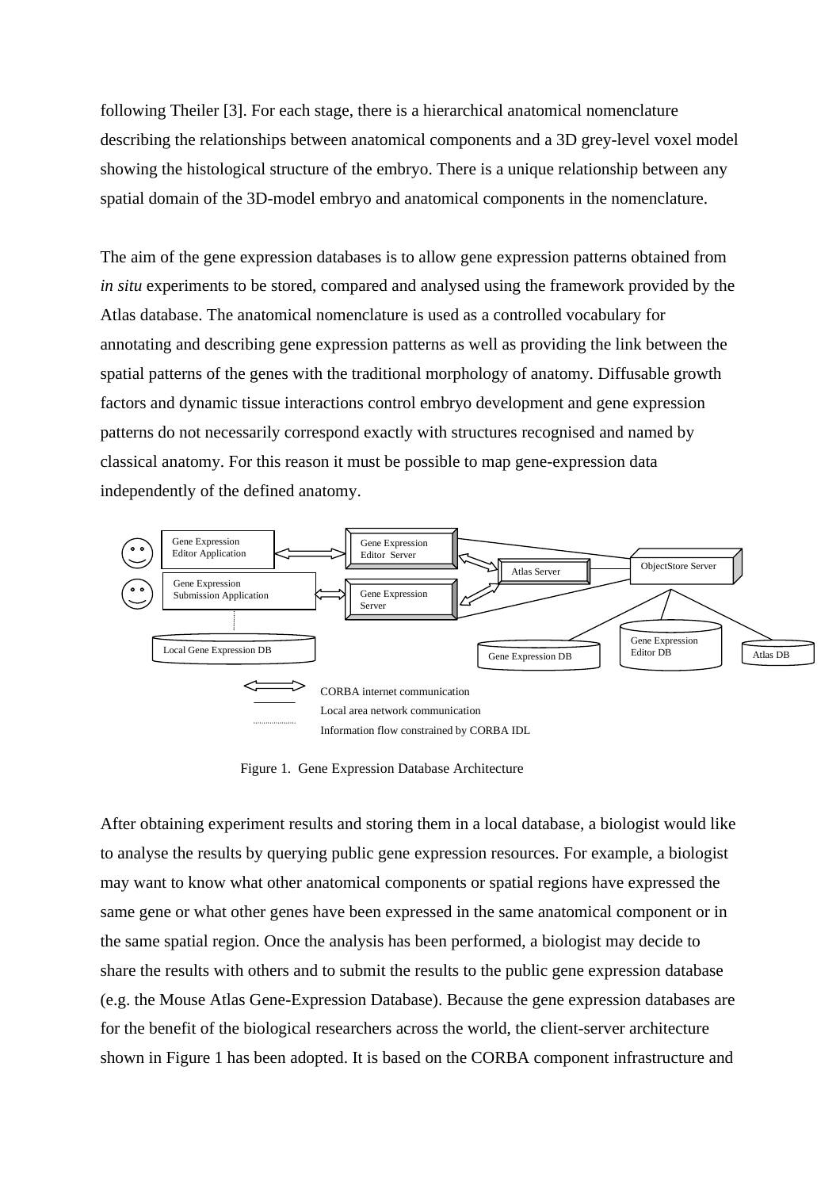following Theiler [3]. For each stage, there is a hierarchical anatomical nomenclature describing the relationships between anatomical components and a 3D grey-level voxel model showing the histological structure of the embryo. There is a unique relationship between any spatial domain of the 3D-model embryo and anatomical components in the nomenclature.

The aim of the gene expression databases is to allow gene expression patterns obtained from *in situ* experiments to be stored, compared and analysed using the framework provided by the Atlas database. The anatomical nomenclature is used as a controlled vocabulary for annotating and describing gene expression patterns as well as providing the link between the spatial patterns of the genes with the traditional morphology of anatomy. Diffusable growth factors and dynamic tissue interactions control embryo development and gene expression patterns do not necessarily correspond exactly with structures recognised and named by classical anatomy. For this reason it must be possible to map gene-expression data independently of the defined anatomy.

Figure 1. Gene Expression Database Architecture

After obtaining experiment results and storing them in a local database, a biologist would like to analyse the results by querying public gene expression resources. For example, a biologist may want to know what other anatomical components or spatial regions have expressed the same gene or what other genes have been expressed in the same anatomical component or in the same spatial region. Once the analysis has been performed, a biologist may decide to share the results with others and to submit the results to the public gene expression database (e.g. the Mouse Atlas Gene-Expression Database). Because the gene expression databases are for the benefit of the biological researchers across the world, the client-server architecture shown in Figure 1 has been adopted. It is based on the CORBA component infrastructure and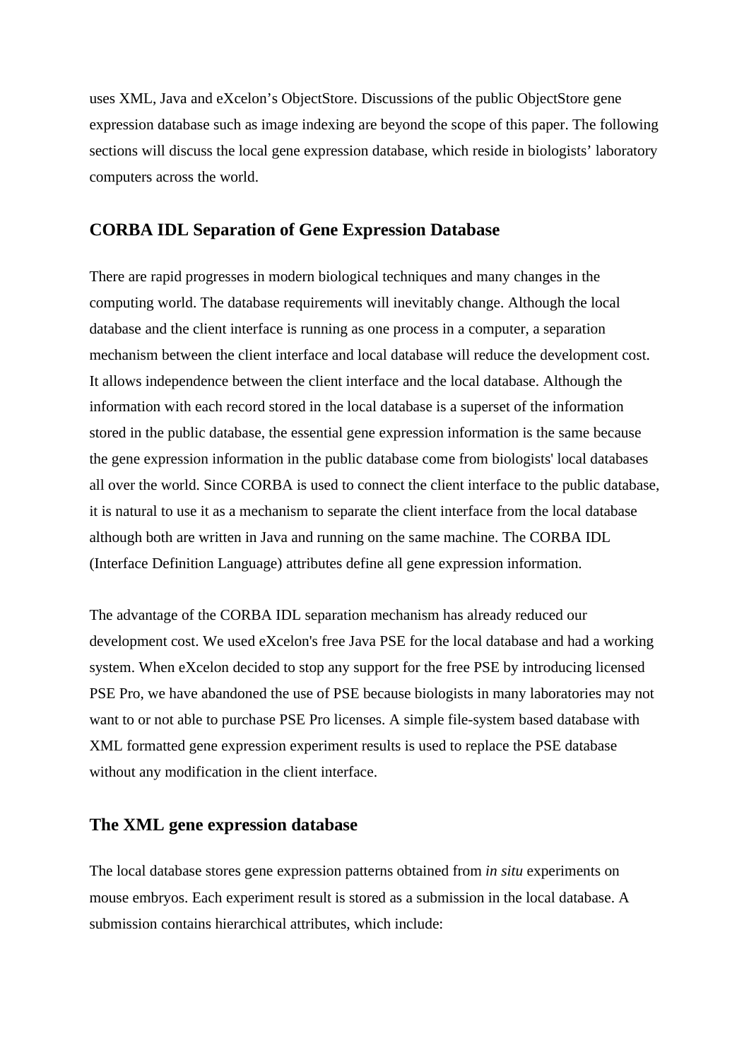uses XML, Java and eXcelon's ObjectStore. Discussions of the public ObjectStore gene expression database such as image indexing are beyond the scope of this paper. The following sections will discuss the local gene expression database, which reside in biologists' laboratory computers across the world.

## CORBA IDL Separation of Gene Expression Database

There are rapid progresses in modern biological techniques and many changes in the computing world. The database requirements will inevitably change. Although the local database and the client interface is running as one process in a computer, a separation mechanism between the client interface and local database will reduce the development cost. It allows independence between the client interface and the local database. Although the information with each record stored in the local database is a superset of the information stored in the public database, the essential gene expression information is the same because the gene expression information in the public database come from biologists' local databases all over the world. Since CORBA is used to connect the client interface to the public database, it is natural to use it as a mechanism to separate the client interface from the local database although both are written in Java and running on the same machine. The CORBA IDL (Interface Definition Language) attributes define all gene expression information.

The advantage of the CORBA IDL separation mechanism has already reduced our development cost. We used eXcelon's free Java PSE for the local database and had a working system. When eXcelon decided to stop any support for the free PSE by introducing licensed PSE Pro, we have abandoned the use of PSE because biologists in many laboratories may not want to or not able to purchase PSE Pro licenses. A simple file-system based database with XML formatted gene expression experiment results is used to replace the PSE database without any modification in the client interface.

## The XML gene expression database

The local database stores gene expression patterns obtained from *in situ* experiments on mouse embryos. Each experiment result is stored as a submission in the local database. A submission contains hierarchical attributes, which include: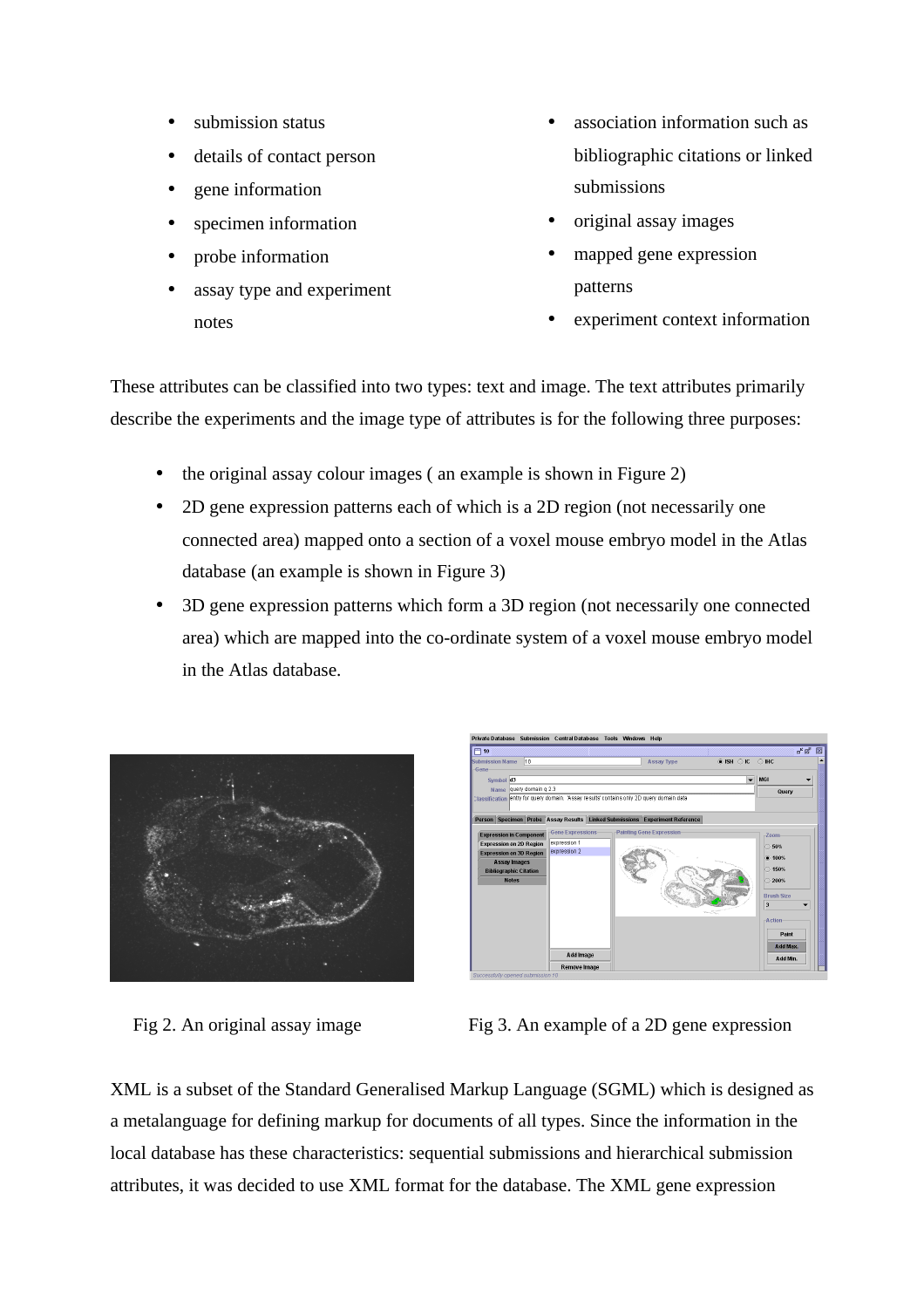- submission status
- details of contact person
- gene information
- specimen information
- probe information
- assay type and experiment notes
- association information such as bibliographic citations or linked submissions
- original assay images
- mapped gene expression patterns
- experiment context information

These attributes can be classified into two types: text and image. The text attributes primarily describe the experiments and the image type of attributes is for the following three purposes:

- the original assay colour images ( an example is shown in Figure 2)
- 2D gene expression patterns each of which is a 2D region (not necessarily one connected area) mapped onto a section of a voxel mouse embryo model in the Atlas database (an example is shown in Figure 3)
- 3D gene expression patterns which form a 3D region (not necessarily one connected area) which are mapped into the co-ordinate system of a voxel mouse embryo model in the Atlas database.

Fig 2. An original assay image

Fig 3. An example of a 2D gene expression

XML is a subset of the Standard Generalised Markup Language (SGML) which is designed as a metalanguage for defining markup for documents of all types. Since the information in the local database has these characteristics: sequential submissions and hierarchical submission attributes, it was decided to use XML format for the database. The XML gene expression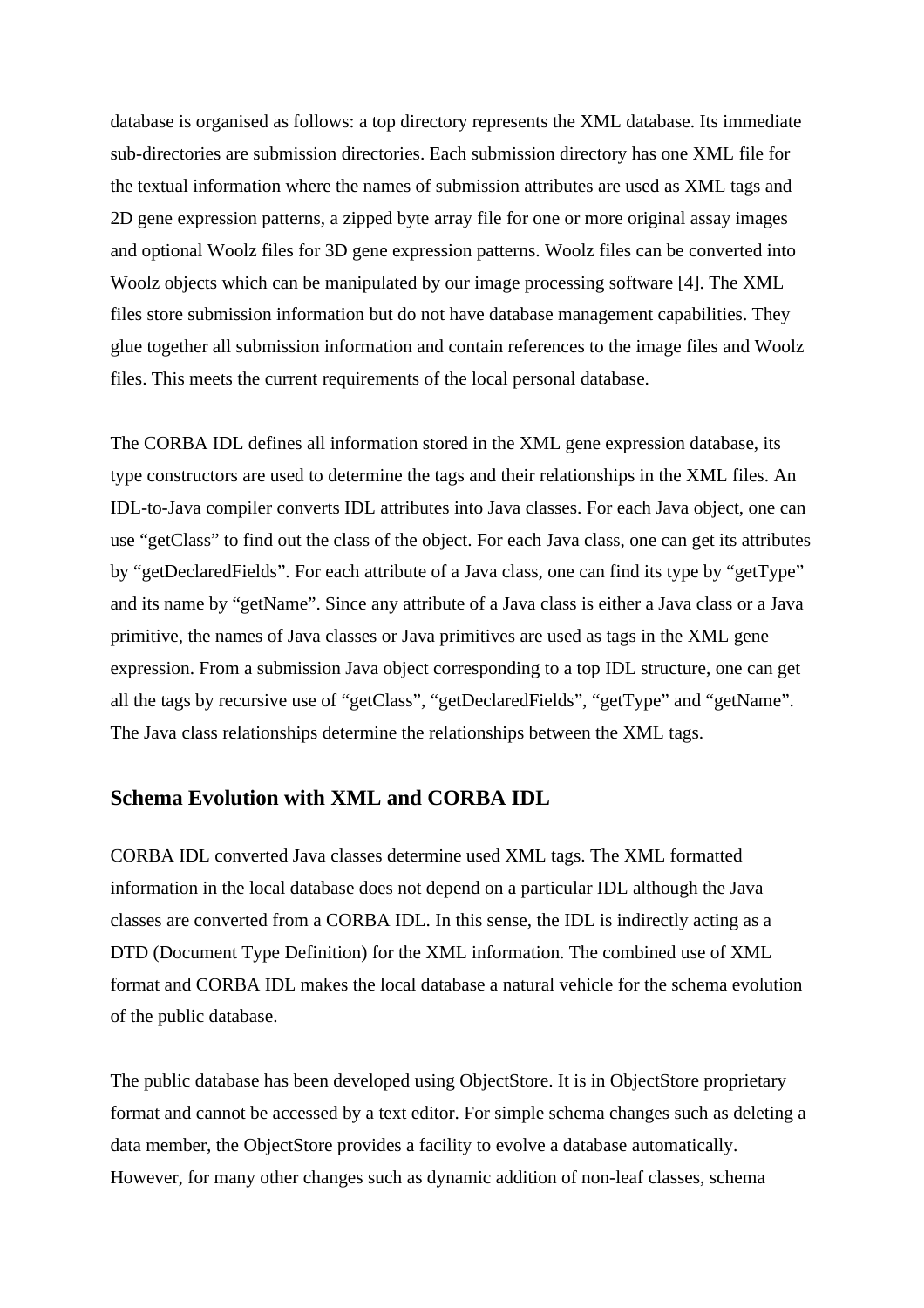database is organised as follows: a top directory represents the XML database. Its immediate sub-directories are submission directories. Each submission directory has one XML file for the textual information where the names of submission attributes are used as XML tags and 2D gene expression patterns, a zipped byte array file for one or more original assay images and optional Woolz files for 3D gene expression patterns. Woolz files can be converted into Woolz objects which can be manipulated by our image processing software [4]. The XML files store submission information but do not have database management capabilities. They glue together all submission information and contain references to the image files and Woolz files. This meets the current requirements of the local personal database.

The CORBA IDL defines all information stored in the XML gene expression database, its type constructors are used to determine the tags and their relationships in the XML files. An IDL-to-Java compiler converts IDL attributes into Java classes. For each Java object, one can use "getClass" to find out the class of the object. For each Java class, one can get its attributes by "getDeclaredFields". For each attribute of a Java class, one can find its type by "getType" and its name by "getName". Since any attribute of a Java class is either a Java class or a Java primitive, the names of Java classes or Java primitives are used as tags in the XML gene expression. From a submission Java object corresponding to a top IDL structure, one can get all the tags by recursive use of "getClass", "getDeclaredFields", "getType" and "getName". The Java class relationships determine the relationships between the XML tags.

## Schema Evolution with XML and CORBA IDL

CORBA IDL converted Java classes determine used XML tags. The XML formatted information in the local database does not depend on a particular IDL although the Java classes are converted from a CORBA IDL. In this sense, the IDL is indirectly acting as a DTD (Document Type Definition) for the XML information. The combined use of XML format and CORBA IDL makes the local database a natural vehicle for the schema evolution of the public database.

The public database has been developed using ObjectStore. It is in ObjectStore proprietary format and cannot be accessed by a text editor. For simple schema changes such as deleting a data member, the ObjectStore provides a facility to evolve a database automatically. However, for many other changes such as dynamic addition of non-leaf classes, schema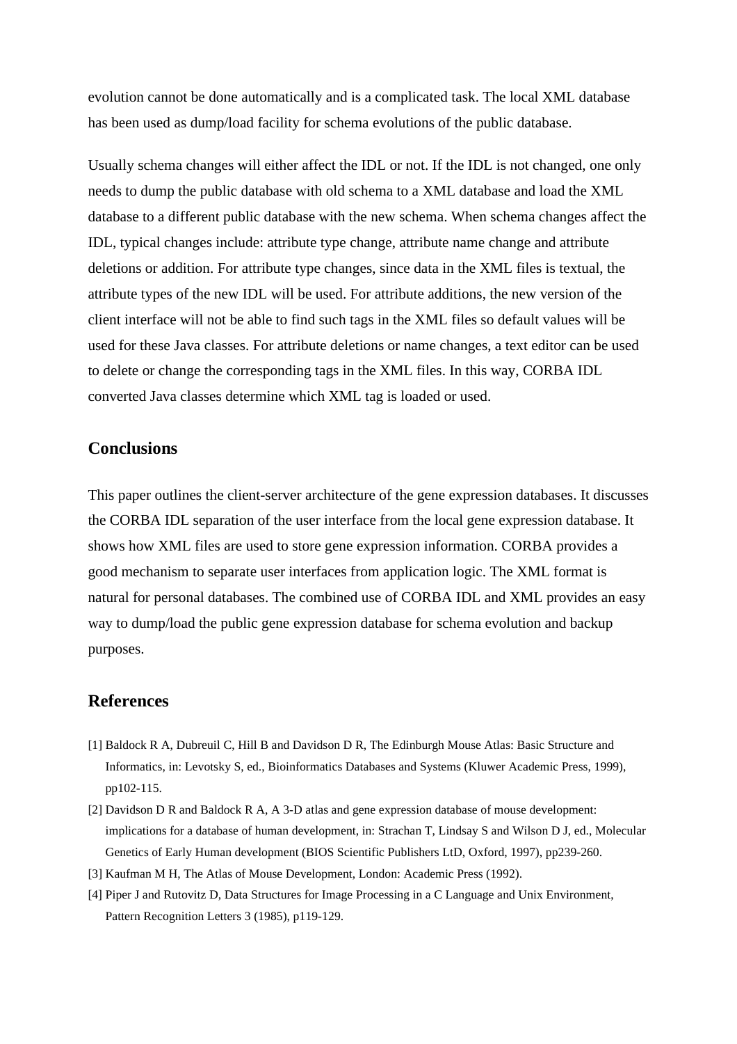evolution cannot be done automatically and is a complicated task. The local XML database has been used as dump/load facility for schema evolutions of the public database.

Usually schema changes will either affect the IDL or not. If the IDL is not changed, one only needs to dump the public database with old schema to a XML database and load the XML database to a different public database with the new schema. When schema changes affect the IDL, typical changes include: attribute type change, attribute name change and attribute deletions or addition. For attribute type changes, since data in the XML files is textual, the attribute types of the new IDL will be used. For attribute additions, the new version of the client interface will not be able to find such tags in the XML files so default values will be used for these Java classes. For attribute deletions or name changes, a text editor can be used to delete or change the corresponding tags in the XML files. In this way, CORBA IDL converted Java classes determine which XML tag is loaded or used.

## Conclusions

This paper outlines the client-server architecture of the gene expression databases. It discusses the CORBA IDL separation of the user interface from the local gene expression database. It shows how XML files are used to store gene expression information. CORBA provides a good mechanism to separate user interfaces from application logic. The XML format is natural for personal databases. The combined use of CORBA IDL and XML provides an easy way to dump/load the public gene expression database for schema evolution and backup purposes.

## References

[1] Baldock R A, Dubreuil C, Hill B and Davidson D R, The Edinburgh Mouse Atlas: Basic Structure and Informatics, in: Levotsky S, ed., Bioinformatics Databases and Systems (Kluwer Academic Press, 1999), pp102-115.

[2] Davidson D R and Baldock R A, A 3-D atlas and gene expression database of mouse development: implications for a database of human development, in: Strachan T, Lindsay S and Wilson D J, ed., Molecular Genetics of Early Human development (BIOS Scientific Publishers LtD, Oxford, 1997), pp239-260.

[3] Kaufman M H, The Atlas of Mouse Development, London: Academic Press (1992).

[4] Piper J and Rutovitz D, Data Structures for Image Processing in a C Language and Unix Environment, Pattern Recognition Letters 3 (1985), p119-129.